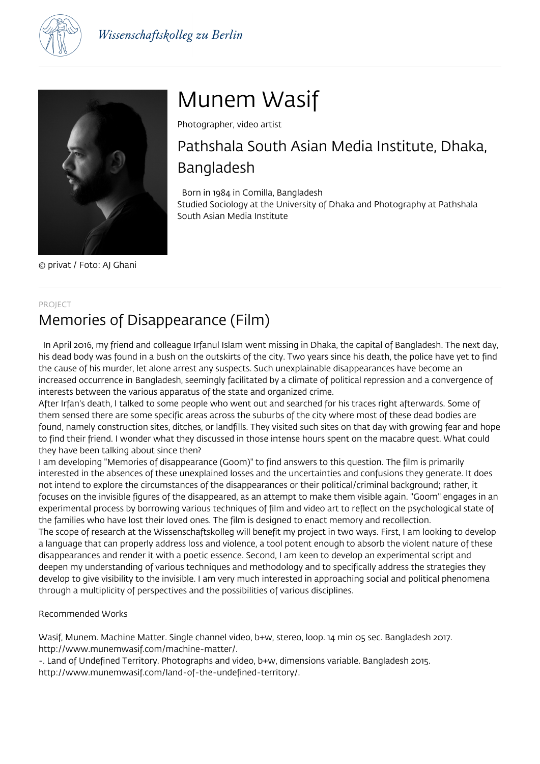# Munem Wasif

Photographer, video artist

## Pathshala South Asian Media Institute, Dhaka, Bangladesh

Born in 1984 in Comilla, Bangladesh
Studied Sociology at the University of Dhaka and Photography at Pathshala South Asian Media Institute

© privat / Foto: AJ Ghani

PROJECT

## Memories of Disappearance (Film)

In April 2016, my friend and colleague Irfanul Islam went missing in Dhaka, the capital of Bangladesh. The next day, his dead body was found in a bush on the outskirts of the city. Two years since his death, the police have yet to find the cause of his murder, let alone arrest any suspects. Such unexplainable disappearances have become an increased occurrence in Bangladesh, seemingly facilitated by a climate of political repression and a convergence of interests between the various apparatus of the state and organized crime.

After Irfan's death, I talked to some people who went out and searched for his traces right afterwards. Some of them sensed there are some specific areas across the suburbs of the city where most of these dead bodies are found, namely construction sites, ditches, or landfills. They visited such sites on that day with growing fear and hope to find their friend. I wonder what they discussed in those intense hours spent on the macabre quest. What could they have been talking about since then?

I am developing "Memories of disappearance (Goom)" to find answers to this question. The film is primarily interested in the absences of these unexplained losses and the uncertainties and confusions they generate. It does not intend to explore the circumstances of the disappearances or their political/criminal background; rather, it focuses on the invisible figures of the disappeared, as an attempt to make them visible again. "Goom" engages in an experimental process by borrowing various techniques of film and video art to reflect on the psychological state of the families who have lost their loved ones. The film is designed to enact memory and recollection.

The scope of research at the Wissenschaftskolleg will benefit my project in two ways. First, I am looking to develop a language that can properly address loss and violence, a tool potent enough to absorb the violent nature of these disappearances and render it with a poetic essence. Second, I am keen to develop an experimental script and deepen my understanding of various techniques and methodology and to specifically address the strategies they develop to give visibility to the invisible. I am very much interested in approaching social and political phenomena through a multiplicity of perspectives and the possibilities of various disciplines.

Recommended Works

Wasif, Munem. Machine Matter. Single channel video, b+w, stereo, loop. 14 min 05 sec. Bangladesh 2017. http://www.munemwasif.com/machine-matter/.

-. Land of Undefined Territory. Photographs and video, b+w, dimensions variable. Bangladesh 2015. http://www.munemwasif.com/land-of-the-undefined-territory/.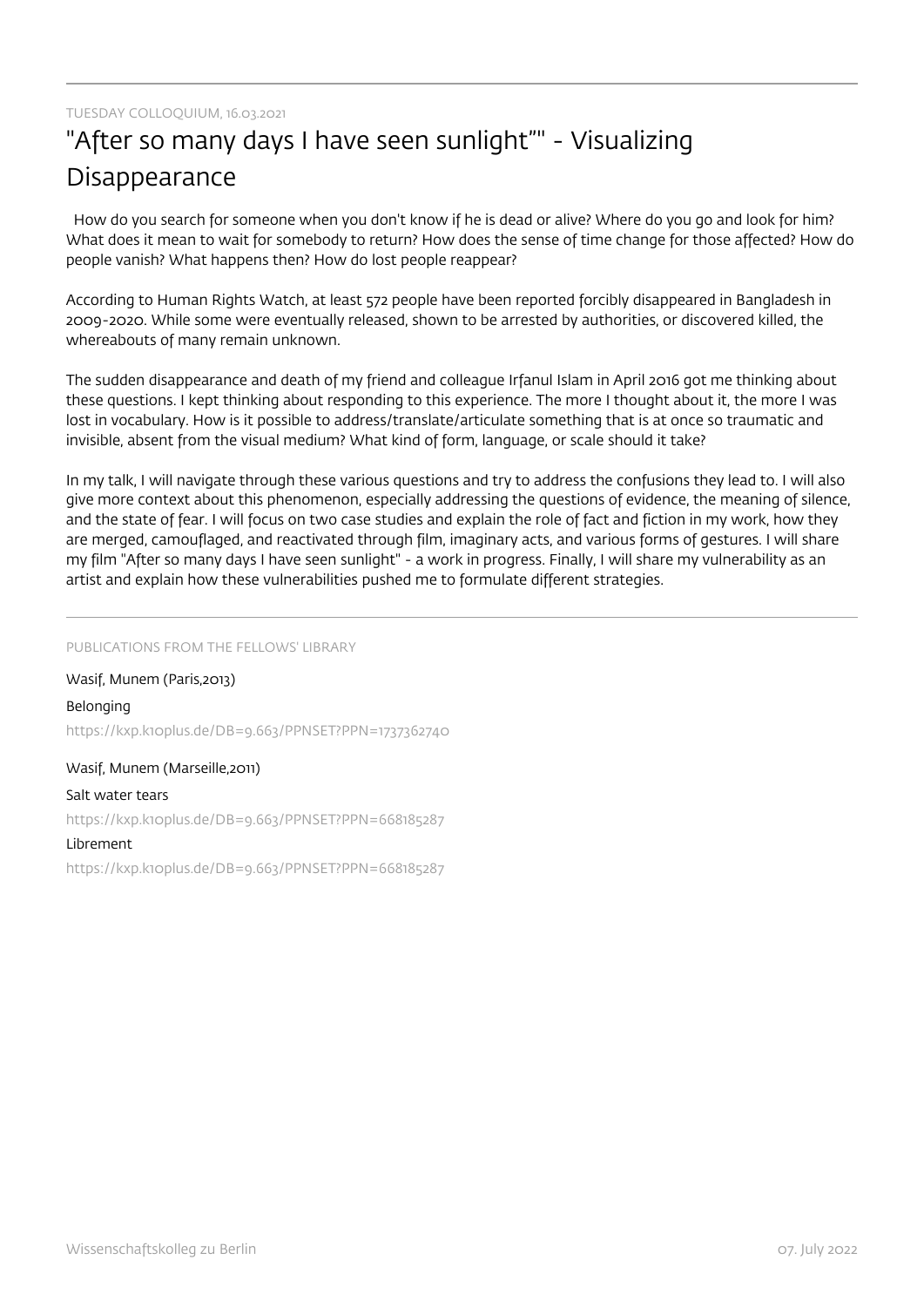TUESDAY COLLOQUIUM, 16.03.2021

# "After so many days I have seen sunlight"" - Visualizing Disappearance

How do you search for someone when you don't know if he is dead or alive? Where do you go and look for him? What does it mean to wait for somebody to return? How does the sense of time change for those affected? How do people vanish? What happens then? How do lost people reappear?

According to Human Rights Watch, at least 572 people have been reported forcibly disappeared in Bangladesh in 2009-2020. While some were eventually released, shown to be arrested by authorities, or discovered killed, the whereabouts of many remain unknown.

The sudden disappearance and death of my friend and colleague Irfanul Islam in April 2016 got me thinking about these questions. I kept thinking about responding to this experience. The more I thought about it, the more I was lost in vocabulary. How is it possible to address/translate/articulate something that is at once so traumatic and invisible, absent from the visual medium? What kind of form, language, or scale should it take?

In my talk, I will navigate through these various questions and try to address the confusions they lead to. I will also give more context about this phenomenon, especially addressing the questions of evidence, the meaning of silence, and the state of fear. I will focus on two case studies and explain the role of fact and fiction in my work, how they are merged, camouflaged, and reactivated through film, imaginary acts, and various forms of gestures. I will share my film "After so many days I have seen sunlight" - a work in progress. Finally, I will share my vulnerability as an artist and explain how these vulnerabilities pushed me to formulate different strategies.

---

PUBLICATIONS FROM THE FELLOWS' LIBRARY

Wasif, Munem (Paris,2013)

Belonging

https://kxp.k10plus.de/DB=9.663/PPNSET?PPN=1737362740

Wasif, Munem (Marseille,2011)

Salt water tears

https://kxp.k10plus.de/DB=9.663/PPNSET?PPN=668185287

Librement

https://kxp.k10plus.de/DB=9.663/PPNSET?PPN=668185287